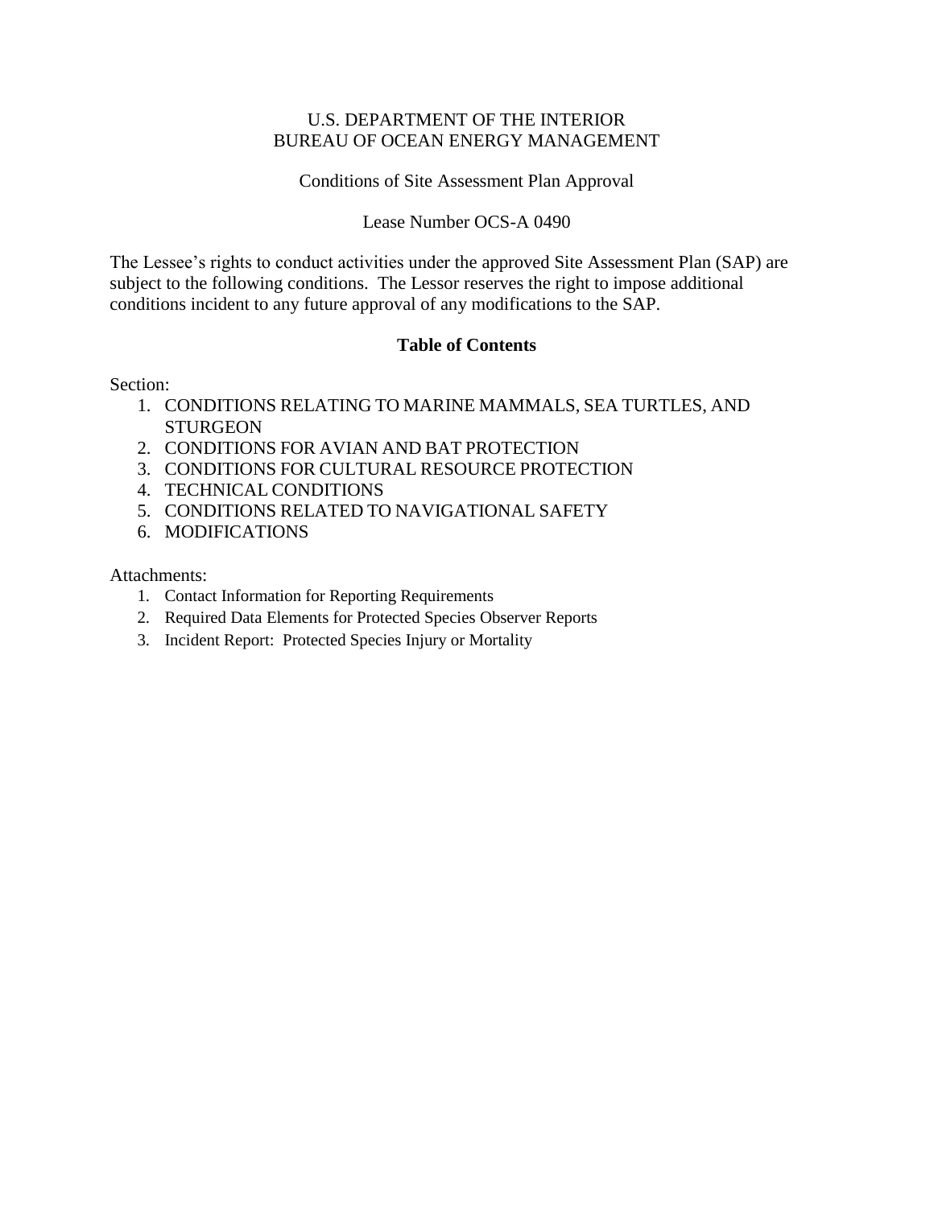U.S. DEPARTMENT OF THE INTERIOR
BUREAU OF OCEAN ENERGY MANAGEMENT

Conditions of Site Assessment Plan Approval

Lease Number OCS-A 0490

The Lessee's rights to conduct activities under the approved Site Assessment Plan (SAP) are subject to the following conditions. The Lessor reserves the right to impose additional conditions incident to any future approval of any modifications to the SAP.

**Table of Contents**

Section:

1. CONDITIONS RELATING TO MARINE MAMMALS, SEA TURTLES, AND STURGEON
2. CONDITIONS FOR AVIAN AND BAT PROTECTION
3. CONDITIONS FOR CULTURAL RESOURCE PROTECTION
4. TECHNICAL CONDITIONS
5. CONDITIONS RELATED TO NAVIGATIONAL SAFETY
6. MODIFICATIONS

Attachments:

1. Contact Information for Reporting Requirements
2. Required Data Elements for Protected Species Observer Reports
3. Incident Report: Protected Species Injury or Mortality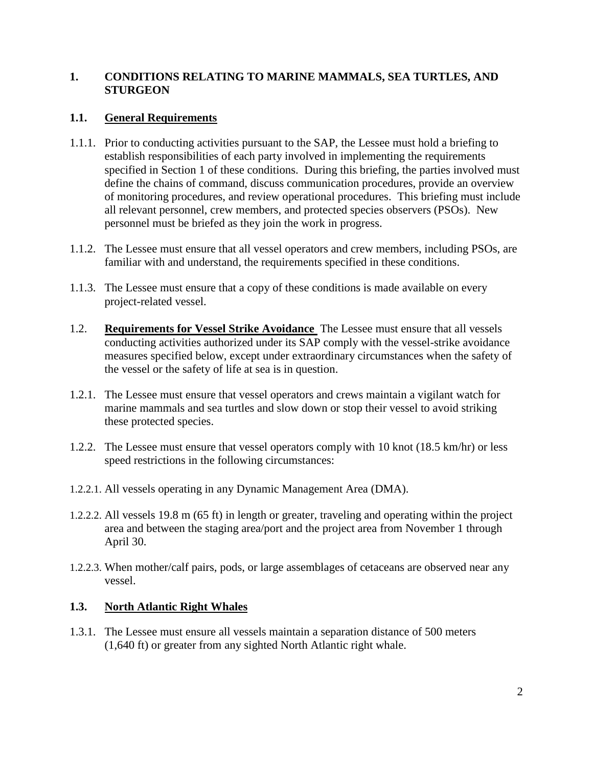## 1. CONDITIONS RELATING TO MARINE MAMMALS, SEA TURTLES, AND STURGEON

### 1.1. General Requirements

1.1.1. Prior to conducting activities pursuant to the SAP, the Lessee must hold a briefing to establish responsibilities of each party involved in implementing the requirements specified in Section 1 of these conditions. During this briefing, the parties involved must define the chains of command, discuss communication procedures, provide an overview of monitoring procedures, and review operational procedures. This briefing must include all relevant personnel, crew members, and protected species observers (PSOs). New personnel must be briefed as they join the work in progress.

1.1.2. The Lessee must ensure that all vessel operators and crew members, including PSOs, are familiar with and understand, the requirements specified in these conditions.

1.1.3. The Lessee must ensure that a copy of these conditions is made available on every project-related vessel.

1.2. **Requirements for Vessel Strike Avoidance** The Lessee must ensure that all vessels conducting activities authorized under its SAP comply with the vessel-strike avoidance measures specified below, except under extraordinary circumstances when the safety of the vessel or the safety of life at sea is in question.

1.2.1. The Lessee must ensure that vessel operators and crews maintain a vigilant watch for marine mammals and sea turtles and slow down or stop their vessel to avoid striking these protected species.

1.2.2. The Lessee must ensure that vessel operators comply with 10 knot (18.5 km/hr) or less speed restrictions in the following circumstances:

1.2.2.1. All vessels operating in any Dynamic Management Area (DMA).

1.2.2.2. All vessels 19.8 m (65 ft) in length or greater, traveling and operating within the project area and between the staging area/port and the project area from November 1 through April 30.

1.2.2.3. When mother/calf pairs, pods, or large assemblages of cetaceans are observed near any vessel.

### 1.3. North Atlantic Right Whales

1.3.1. The Lessee must ensure all vessels maintain a separation distance of 500 meters (1,640 ft) or greater from any sighted North Atlantic right whale.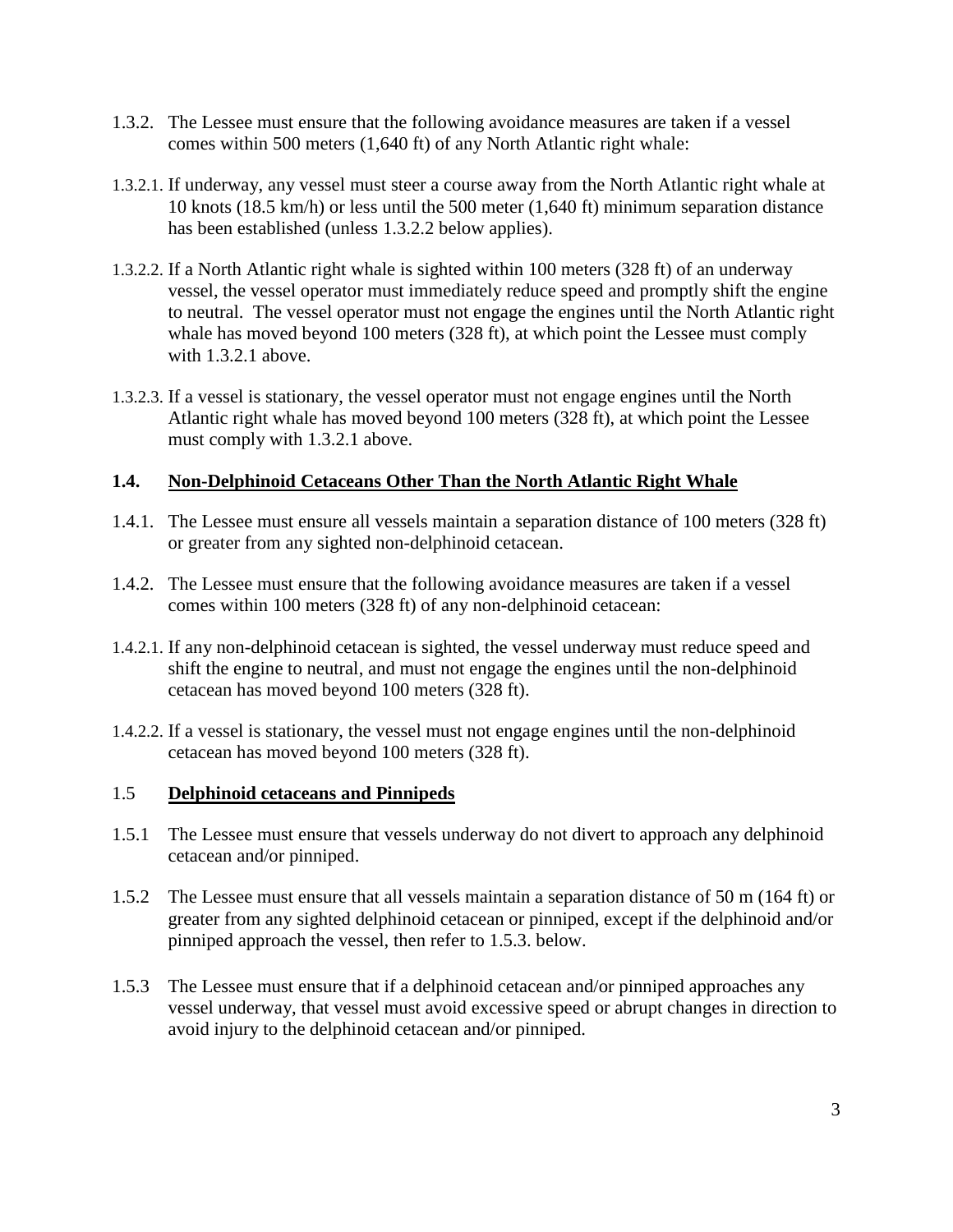1.3.2. The Lessee must ensure that the following avoidance measures are taken if a vessel comes within 500 meters (1,640 ft) of any North Atlantic right whale:

1.3.2.1. If underway, any vessel must steer a course away from the North Atlantic right whale at 10 knots (18.5 km/h) or less until the 500 meter (1,640 ft) minimum separation distance has been established (unless 1.3.2.2 below applies).

1.3.2.2. If a North Atlantic right whale is sighted within 100 meters (328 ft) of an underway vessel, the vessel operator must immediately reduce speed and promptly shift the engine to neutral. The vessel operator must not engage the engines until the North Atlantic right whale has moved beyond 100 meters (328 ft), at which point the Lessee must comply with 1.3.2.1 above.

1.3.2.3. If a vessel is stationary, the vessel operator must not engage engines until the North Atlantic right whale has moved beyond 100 meters (328 ft), at which point the Lessee must comply with 1.3.2.1 above.

## 1.4. Non-Delphinoid Cetaceans Other Than the North Atlantic Right Whale

1.4.1. The Lessee must ensure all vessels maintain a separation distance of 100 meters (328 ft) or greater from any sighted non-delphinoid cetacean.

1.4.2. The Lessee must ensure that the following avoidance measures are taken if a vessel comes within 100 meters (328 ft) of any non-delphinoid cetacean:

1.4.2.1. If any non-delphinoid cetacean is sighted, the vessel underway must reduce speed and shift the engine to neutral, and must not engage the engines until the non-delphinoid cetacean has moved beyond 100 meters (328 ft).

1.4.2.2. If a vessel is stationary, the vessel must not engage engines until the non-delphinoid cetacean has moved beyond 100 meters (328 ft).

## 1.5 Delphinoid cetaceans and Pinnipeds

1.5.1 The Lessee must ensure that vessels underway do not divert to approach any delphinoid cetacean and/or pinniped.

1.5.2 The Lessee must ensure that all vessels maintain a separation distance of 50 m (164 ft) or greater from any sighted delphinoid cetacean or pinniped, except if the delphinoid and/or pinniped approach the vessel, then refer to 1.5.3. below.

1.5.3 The Lessee must ensure that if a delphinoid cetacean and/or pinniped approaches any vessel underway, that vessel must avoid excessive speed or abrupt changes in direction to avoid injury to the delphinoid cetacean and/or pinniped.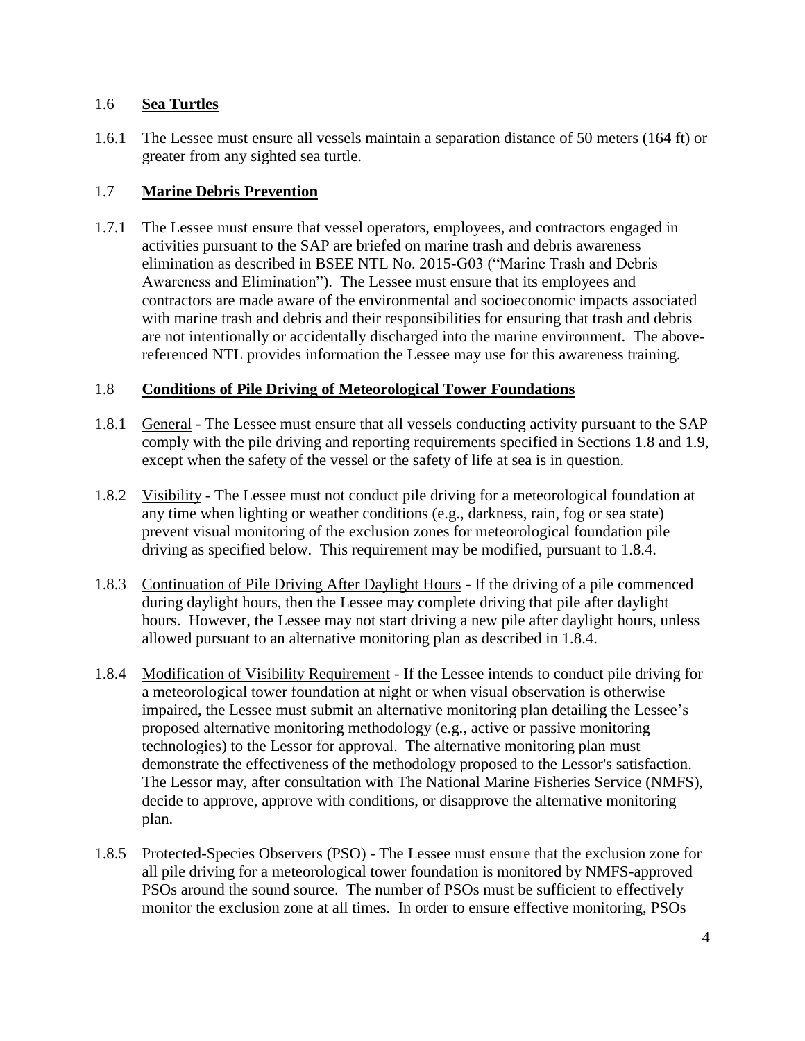## 1.6 **Sea Turtles**

1.6.1 The Lessee must ensure all vessels maintain a separation distance of 50 meters (164 ft) or greater from any sighted sea turtle.

## 1.7 **Marine Debris Prevention**

1.7.1 The Lessee must ensure that vessel operators, employees, and contractors engaged in activities pursuant to the SAP are briefed on marine trash and debris awareness elimination as described in BSEE NTL No. 2015-G03 ("Marine Trash and Debris Awareness and Elimination"). The Lessee must ensure that its employees and contractors are made aware of the environmental and socioeconomic impacts associated with marine trash and debris and their responsibilities for ensuring that trash and debris are not intentionally or accidentally discharged into the marine environment. The above-referenced NTL provides information the Lessee may use for this awareness training.

## 1.8 **Conditions of Pile Driving of Meteorological Tower Foundations**

1.8.1 General - The Lessee must ensure that all vessels conducting activity pursuant to the SAP comply with the pile driving and reporting requirements specified in Sections 1.8 and 1.9, except when the safety of the vessel or the safety of life at sea is in question.

1.8.2 Visibility - The Lessee must not conduct pile driving for a meteorological foundation at any time when lighting or weather conditions (e.g., darkness, rain, fog or sea state) prevent visual monitoring of the exclusion zones for meteorological foundation pile driving as specified below. This requirement may be modified, pursuant to 1.8.4.

1.8.3 Continuation of Pile Driving After Daylight Hours - If the driving of a pile commenced during daylight hours, then the Lessee may complete driving that pile after daylight hours. However, the Lessee may not start driving a new pile after daylight hours, unless allowed pursuant to an alternative monitoring plan as described in 1.8.4.

1.8.4 Modification of Visibility Requirement - If the Lessee intends to conduct pile driving for a meteorological tower foundation at night or when visual observation is otherwise impaired, the Lessee must submit an alternative monitoring plan detailing the Lessee's proposed alternative monitoring methodology (e.g., active or passive monitoring technologies) to the Lessor for approval. The alternative monitoring plan must demonstrate the effectiveness of the methodology proposed to the Lessor's satisfaction. The Lessor may, after consultation with The National Marine Fisheries Service (NMFS), decide to approve, approve with conditions, or disapprove the alternative monitoring plan.

1.8.5 Protected-Species Observers (PSO) - The Lessee must ensure that the exclusion zone for all pile driving for a meteorological tower foundation is monitored by NMFS-approved PSOs around the sound source. The number of PSOs must be sufficient to effectively monitor the exclusion zone at all times. In order to ensure effective monitoring, PSOs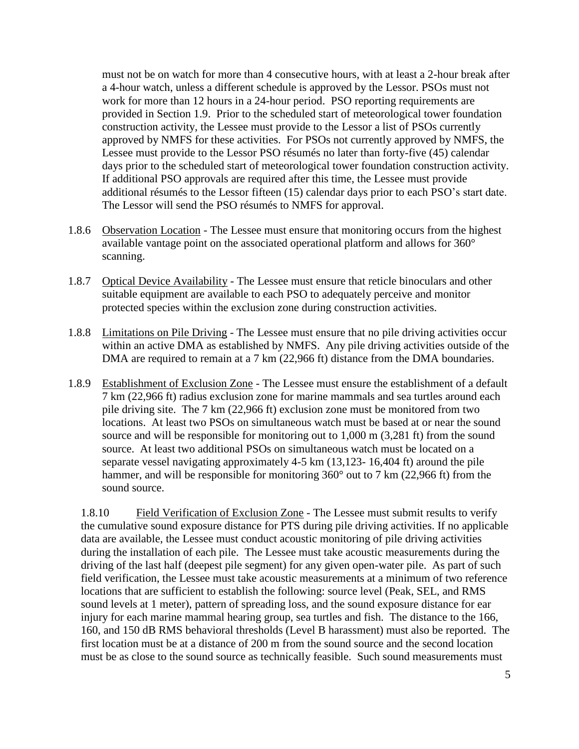must not be on watch for more than 4 consecutive hours, with at least a 2-hour break after a 4-hour watch, unless a different schedule is approved by the Lessor. PSOs must not work for more than 12 hours in a 24-hour period. PSO reporting requirements are provided in Section 1.9. Prior to the scheduled start of meteorological tower foundation construction activity, the Lessee must provide to the Lessor a list of PSOs currently approved by NMFS for these activities. For PSOs not currently approved by NMFS, the Lessee must provide to the Lessor PSO résumés no later than forty-five (45) calendar days prior to the scheduled start of meteorological tower foundation construction activity. If additional PSO approvals are required after this time, the Lessee must provide additional résumés to the Lessor fifteen (15) calendar days prior to each PSO's start date. The Lessor will send the PSO résumés to NMFS for approval.

1.8.6 Observation Location - The Lessee must ensure that monitoring occurs from the highest available vantage point on the associated operational platform and allows for 360° scanning.

1.8.7 Optical Device Availability - The Lessee must ensure that reticle binoculars and other suitable equipment are available to each PSO to adequately perceive and monitor protected species within the exclusion zone during construction activities.

1.8.8 Limitations on Pile Driving - The Lessee must ensure that no pile driving activities occur within an active DMA as established by NMFS. Any pile driving activities outside of the DMA are required to remain at a 7 km (22,966 ft) distance from the DMA boundaries.

1.8.9 Establishment of Exclusion Zone - The Lessee must ensure the establishment of a default 7 km (22,966 ft) radius exclusion zone for marine mammals and sea turtles around each pile driving site. The 7 km (22,966 ft) exclusion zone must be monitored from two locations. At least two PSOs on simultaneous watch must be based at or near the sound source and will be responsible for monitoring out to 1,000 m (3,281 ft) from the sound source. At least two additional PSOs on simultaneous watch must be located on a separate vessel navigating approximately 4-5 km (13,123- 16,404 ft) around the pile hammer, and will be responsible for monitoring 360° out to 7 km (22,966 ft) from the sound source.

1.8.10 Field Verification of Exclusion Zone - The Lessee must submit results to verify the cumulative sound exposure distance for PTS during pile driving activities. If no applicable data are available, the Lessee must conduct acoustic monitoring of pile driving activities during the installation of each pile. The Lessee must take acoustic measurements during the driving of the last half (deepest pile segment) for any given open-water pile. As part of such field verification, the Lessee must take acoustic measurements at a minimum of two reference locations that are sufficient to establish the following: source level (Peak, SEL, and RMS sound levels at 1 meter), pattern of spreading loss, and the sound exposure distance for ear injury for each marine mammal hearing group, sea turtles and fish. The distance to the 166, 160, and 150 dB RMS behavioral thresholds (Level B harassment) must also be reported. The first location must be at a distance of 200 m from the sound source and the second location must be as close to the sound source as technically feasible. Such sound measurements must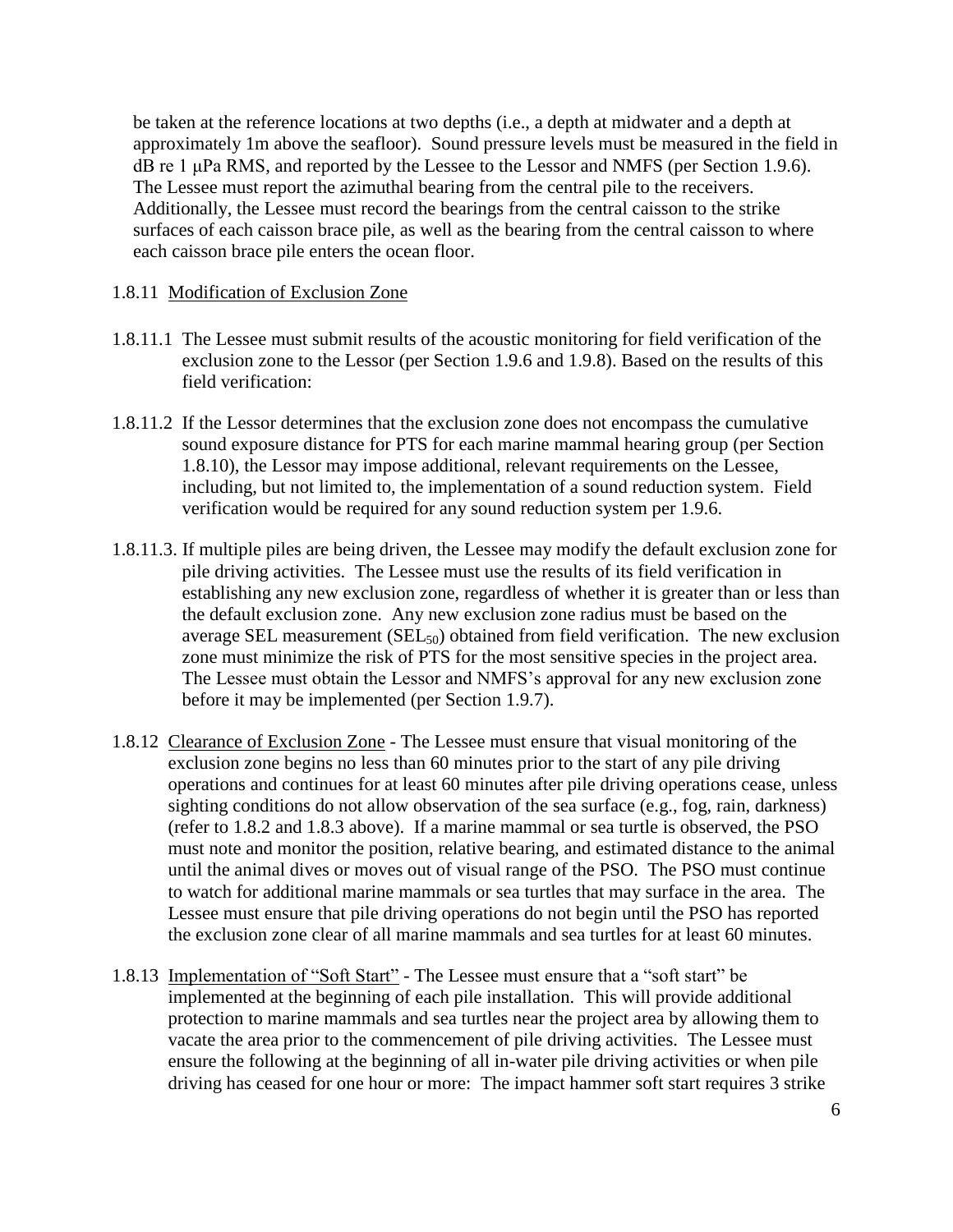be taken at the reference locations at two depths (i.e., a depth at midwater and a depth at approximately 1m above the seafloor). Sound pressure levels must be measured in the field in dB re 1 μPa RMS, and reported by the Lessee to the Lessor and NMFS (per Section 1.9.6). The Lessee must report the azimuthal bearing from the central pile to the receivers. Additionally, the Lessee must record the bearings from the central caisson to the strike surfaces of each caisson brace pile, as well as the bearing from the central caisson to where each caisson brace pile enters the ocean floor.

1.8.11 Modification of Exclusion Zone

1.8.11.1 The Lessee must submit results of the acoustic monitoring for field verification of the exclusion zone to the Lessor (per Section 1.9.6 and 1.9.8). Based on the results of this field verification:

1.8.11.2 If the Lessor determines that the exclusion zone does not encompass the cumulative sound exposure distance for PTS for each marine mammal hearing group (per Section 1.8.10), the Lessor may impose additional, relevant requirements on the Lessee, including, but not limited to, the implementation of a sound reduction system. Field verification would be required for any sound reduction system per 1.9.6.

1.8.11.3. If multiple piles are being driven, the Lessee may modify the default exclusion zone for pile driving activities. The Lessee must use the results of its field verification in establishing any new exclusion zone, regardless of whether it is greater than or less than the default exclusion zone. Any new exclusion zone radius must be based on the average SEL measurement ($SEL_{50}$) obtained from field verification. The new exclusion zone must minimize the risk of PTS for the most sensitive species in the project area. The Lessee must obtain the Lessor and NMFS's approval for any new exclusion zone before it may be implemented (per Section 1.9.7).

1.8.12 Clearance of Exclusion Zone - The Lessee must ensure that visual monitoring of the exclusion zone begins no less than 60 minutes prior to the start of any pile driving operations and continues for at least 60 minutes after pile driving operations cease, unless sighting conditions do not allow observation of the sea surface (e.g., fog, rain, darkness) (refer to 1.8.2 and 1.8.3 above). If a marine mammal or sea turtle is observed, the PSO must note and monitor the position, relative bearing, and estimated distance to the animal until the animal dives or moves out of visual range of the PSO. The PSO must continue to watch for additional marine mammals or sea turtles that may surface in the area. The Lessee must ensure that pile driving operations do not begin until the PSO has reported the exclusion zone clear of all marine mammals and sea turtles for at least 60 minutes.

1.8.13 Implementation of "Soft Start" - The Lessee must ensure that a "soft start" be implemented at the beginning of each pile installation. This will provide additional protection to marine mammals and sea turtles near the project area by allowing them to vacate the area prior to the commencement of pile driving activities. The Lessee must ensure the following at the beginning of all in-water pile driving activities or when pile driving has ceased for one hour or more: The impact hammer soft start requires 3 strike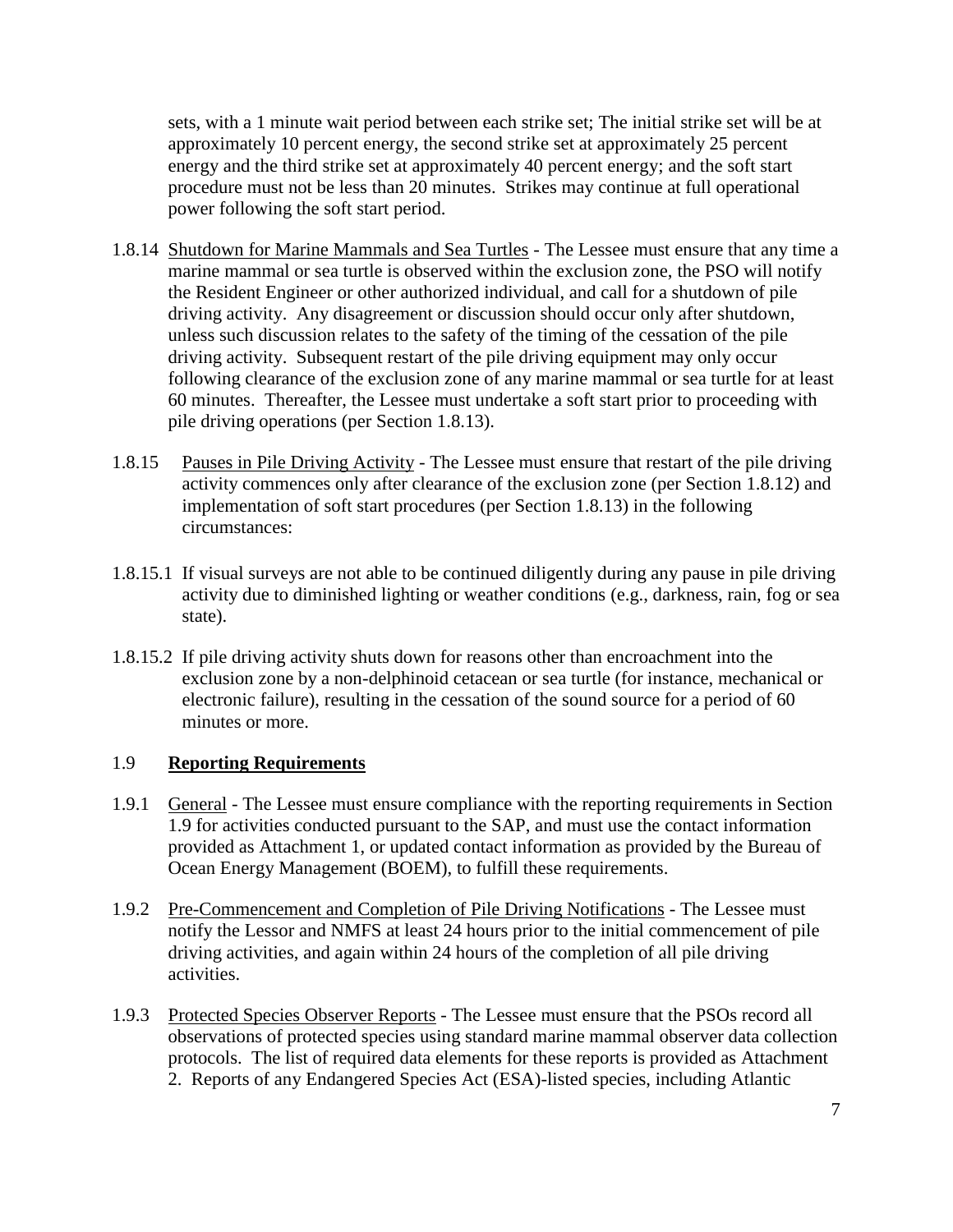sets, with a 1 minute wait period between each strike set; The initial strike set will be at approximately 10 percent energy, the second strike set at approximately 25 percent energy and the third strike set at approximately 40 percent energy; and the soft start procedure must not be less than 20 minutes. Strikes may continue at full operational power following the soft start period.

1.8.14 Shutdown for Marine Mammals and Sea Turtles - The Lessee must ensure that any time a marine mammal or sea turtle is observed within the exclusion zone, the PSO will notify the Resident Engineer or other authorized individual, and call for a shutdown of pile driving activity. Any disagreement or discussion should occur only after shutdown, unless such discussion relates to the safety of the timing of the cessation of the pile driving activity. Subsequent restart of the pile driving equipment may only occur following clearance of the exclusion zone of any marine mammal or sea turtle for at least 60 minutes. Thereafter, the Lessee must undertake a soft start prior to proceeding with pile driving operations (per Section 1.8.13).

1.8.15 Pauses in Pile Driving Activity - The Lessee must ensure that restart of the pile driving activity commences only after clearance of the exclusion zone (per Section 1.8.12) and implementation of soft start procedures (per Section 1.8.13) in the following circumstances:

1.8.15.1 If visual surveys are not able to be continued diligently during any pause in pile driving activity due to diminished lighting or weather conditions (e.g., darkness, rain, fog or sea state).

1.8.15.2 If pile driving activity shuts down for reasons other than encroachment into the exclusion zone by a non-delphinoid cetacean or sea turtle (for instance, mechanical or electronic failure), resulting in the cessation of the sound source for a period of 60 minutes or more.

## 1.9 **Reporting Requirements**

1.9.1 General - The Lessee must ensure compliance with the reporting requirements in Section 1.9 for activities conducted pursuant to the SAP, and must use the contact information provided as Attachment 1, or updated contact information as provided by the Bureau of Ocean Energy Management (BOEM), to fulfill these requirements.

1.9.2 Pre-Commencement and Completion of Pile Driving Notifications - The Lessee must notify the Lessor and NMFS at least 24 hours prior to the initial commencement of pile driving activities, and again within 24 hours of the completion of all pile driving activities.

1.9.3 Protected Species Observer Reports - The Lessee must ensure that the PSOs record all observations of protected species using standard marine mammal observer data collection protocols. The list of required data elements for these reports is provided as Attachment 2. Reports of any Endangered Species Act (ESA)-listed species, including Atlantic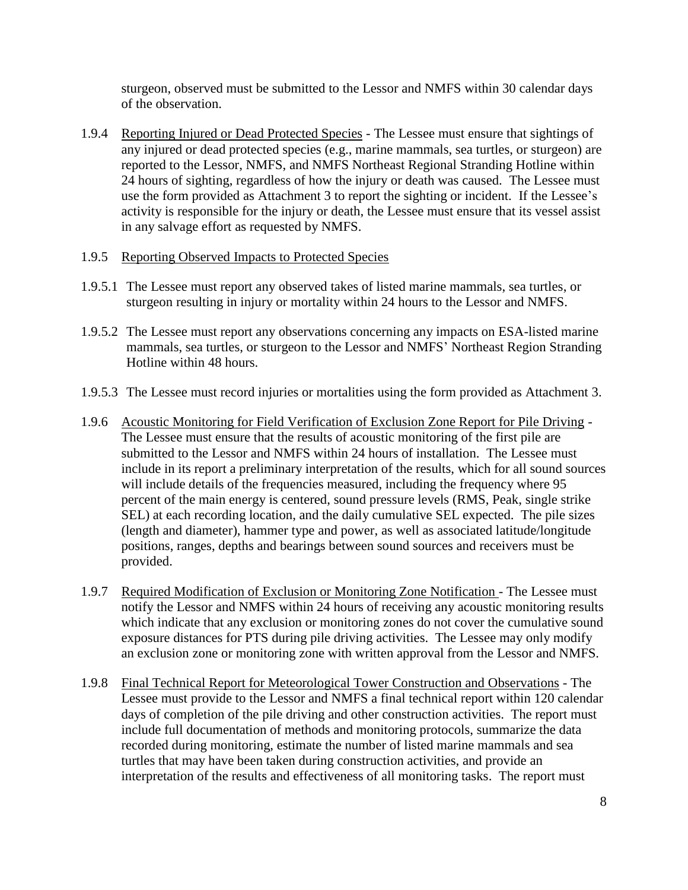sturgeon, observed must be submitted to the Lessor and NMFS within 30 calendar days of the observation.

1.9.4 Reporting Injured or Dead Protected Species - The Lessee must ensure that sightings of any injured or dead protected species (e.g., marine mammals, sea turtles, or sturgeon) are reported to the Lessor, NMFS, and NMFS Northeast Regional Stranding Hotline within 24 hours of sighting, regardless of how the injury or death was caused. The Lessee must use the form provided as Attachment 3 to report the sighting or incident. If the Lessee's activity is responsible for the injury or death, the Lessee must ensure that its vessel assist in any salvage effort as requested by NMFS.

1.9.5 Reporting Observed Impacts to Protected Species

1.9.5.1 The Lessee must report any observed takes of listed marine mammals, sea turtles, or sturgeon resulting in injury or mortality within 24 hours to the Lessor and NMFS.

1.9.5.2 The Lessee must report any observations concerning any impacts on ESA-listed marine mammals, sea turtles, or sturgeon to the Lessor and NMFS' Northeast Region Stranding Hotline within 48 hours.

1.9.5.3 The Lessee must record injuries or mortalities using the form provided as Attachment 3.

1.9.6 Acoustic Monitoring for Field Verification of Exclusion Zone Report for Pile Driving - The Lessee must ensure that the results of acoustic monitoring of the first pile are submitted to the Lessor and NMFS within 24 hours of installation. The Lessee must include in its report a preliminary interpretation of the results, which for all sound sources will include details of the frequencies measured, including the frequency where 95 percent of the main energy is centered, sound pressure levels (RMS, Peak, single strike SEL) at each recording location, and the daily cumulative SEL expected. The pile sizes (length and diameter), hammer type and power, as well as associated latitude/longitude positions, ranges, depths and bearings between sound sources and receivers must be provided.

1.9.7 Required Modification of Exclusion or Monitoring Zone Notification - The Lessee must notify the Lessor and NMFS within 24 hours of receiving any acoustic monitoring results which indicate that any exclusion or monitoring zones do not cover the cumulative sound exposure distances for PTS during pile driving activities. The Lessee may only modify an exclusion zone or monitoring zone with written approval from the Lessor and NMFS.

1.9.8 Final Technical Report for Meteorological Tower Construction and Observations - The Lessee must provide to the Lessor and NMFS a final technical report within 120 calendar days of completion of the pile driving and other construction activities. The report must include full documentation of methods and monitoring protocols, summarize the data recorded during monitoring, estimate the number of listed marine mammals and sea turtles that may have been taken during construction activities, and provide an interpretation of the results and effectiveness of all monitoring tasks. The report must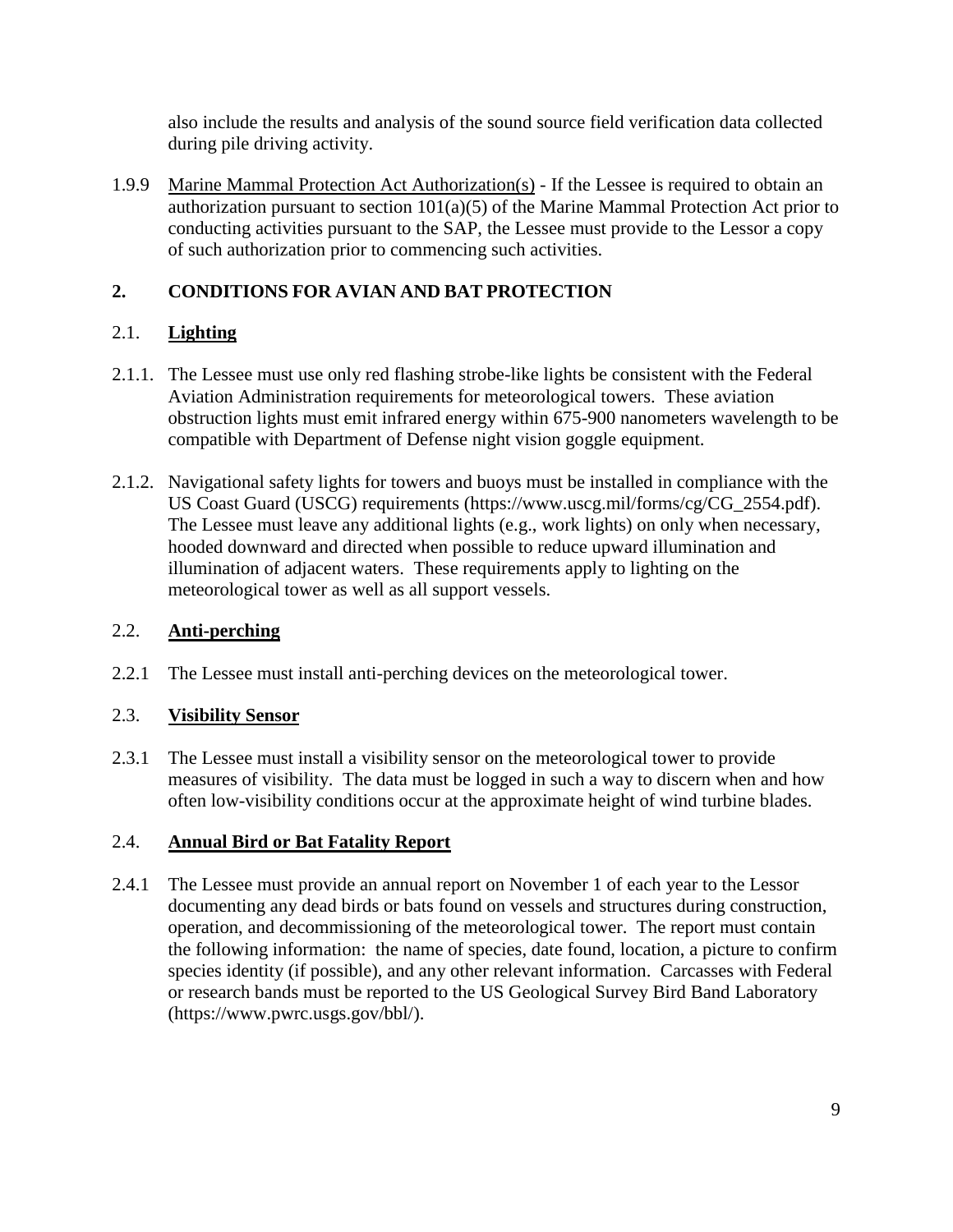also include the results and analysis of the sound source field verification data collected during pile driving activity.

1.9.9 Marine Mammal Protection Act Authorization(s) - If the Lessee is required to obtain an authorization pursuant to section 101(a)(5) of the Marine Mammal Protection Act prior to conducting activities pursuant to the SAP, the Lessee must provide to the Lessor a copy of such authorization prior to commencing such activities.

## 2. CONDITIONS FOR AVIAN AND BAT PROTECTION

### 2.1. Lighting

2.1.1. The Lessee must use only red flashing strobe-like lights be consistent with the Federal Aviation Administration requirements for meteorological towers. These aviation obstruction lights must emit infrared energy within 675-900 nanometers wavelength to be compatible with Department of Defense night vision goggle equipment.

2.1.2. Navigational safety lights for towers and buoys must be installed in compliance with the US Coast Guard (USCG) requirements (https://www.uscg.mil/forms/cg/CG_2554.pdf). The Lessee must leave any additional lights (e.g., work lights) on only when necessary, hooded downward and directed when possible to reduce upward illumination and illumination of adjacent waters. These requirements apply to lighting on the meteorological tower as well as all support vessels.

### 2.2. Anti-perching

2.2.1 The Lessee must install anti-perching devices on the meteorological tower.

### 2.3. Visibility Sensor

2.3.1 The Lessee must install a visibility sensor on the meteorological tower to provide measures of visibility. The data must be logged in such a way to discern when and how often low-visibility conditions occur at the approximate height of wind turbine blades.

### 2.4. Annual Bird or Bat Fatality Report

2.4.1 The Lessee must provide an annual report on November 1 of each year to the Lessor documenting any dead birds or bats found on vessels and structures during construction, operation, and decommissioning of the meteorological tower. The report must contain the following information: the name of species, date found, location, a picture to confirm species identity (if possible), and any other relevant information. Carcasses with Federal or research bands must be reported to the US Geological Survey Bird Band Laboratory (https://www.pwrc.usgs.gov/bbl/).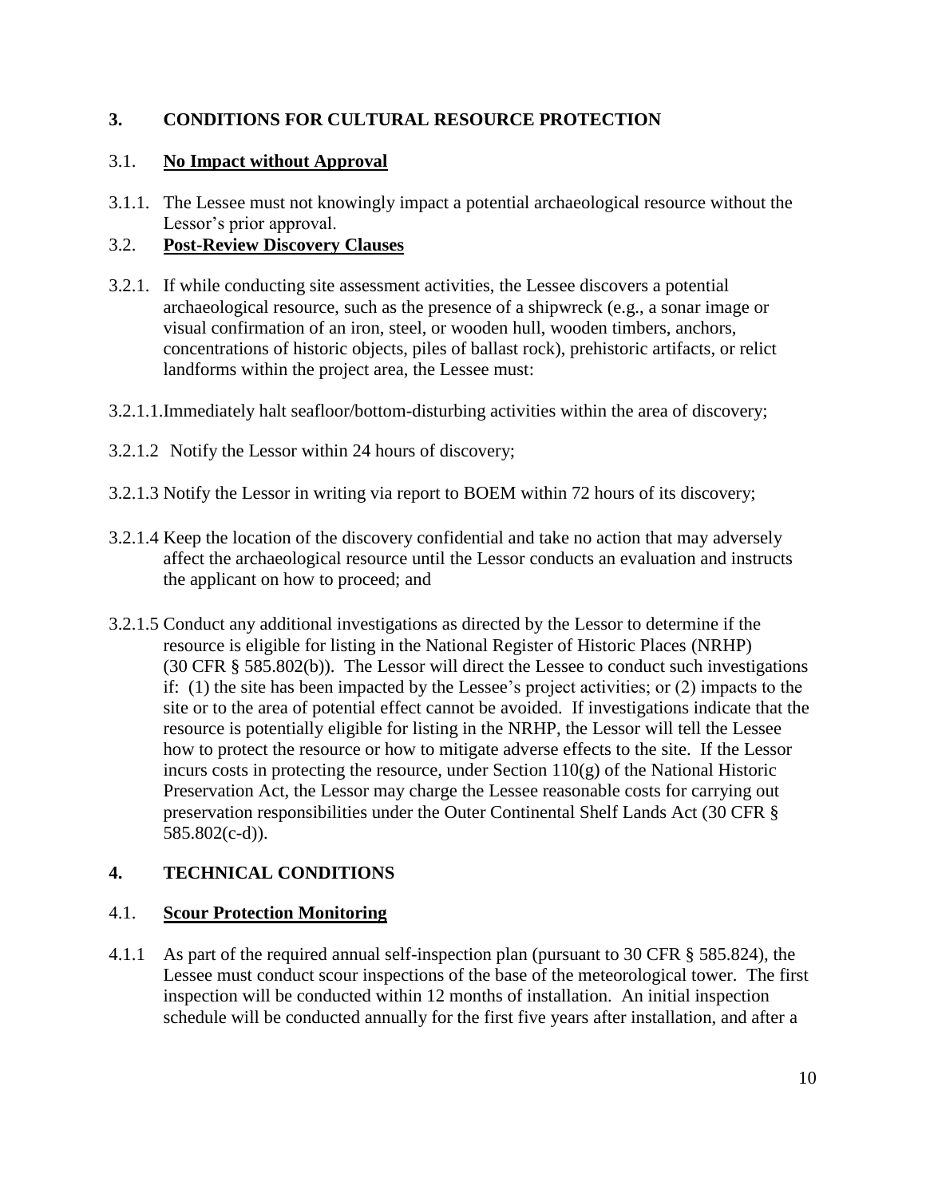## 3. CONDITIONS FOR CULTURAL RESOURCE PROTECTION

### 3.1. **No Impact without Approval**

3.1.1. The Lessee must not knowingly impact a potential archaeological resource without the Lessor's prior approval.

### 3.2. **Post-Review Discovery Clauses**

3.2.1. If while conducting site assessment activities, the Lessee discovers a potential archaeological resource, such as the presence of a shipwreck (e.g., a sonar image or visual confirmation of an iron, steel, or wooden hull, wooden timbers, anchors, concentrations of historic objects, piles of ballast rock), prehistoric artifacts, or relict landforms within the project area, the Lessee must:

3.2.1.1. Immediately halt seafloor/bottom-disturbing activities within the area of discovery;

3.2.1.2 Notify the Lessor within 24 hours of discovery;

3.2.1.3 Notify the Lessor in writing via report to BOEM within 72 hours of its discovery;

3.2.1.4 Keep the location of the discovery confidential and take no action that may adversely affect the archaeological resource until the Lessor conducts an evaluation and instructs the applicant on how to proceed; and

3.2.1.5 Conduct any additional investigations as directed by the Lessor to determine if the resource is eligible for listing in the National Register of Historic Places (NRHP) (30 CFR § 585.802(b)). The Lessor will direct the Lessee to conduct such investigations if: (1) the site has been impacted by the Lessee's project activities; or (2) impacts to the site or to the area of potential effect cannot be avoided. If investigations indicate that the resource is potentially eligible for listing in the NRHP, the Lessor will tell the Lessee how to protect the resource or how to mitigate adverse effects to the site. If the Lessor incurs costs in protecting the resource, under Section 110(g) of the National Historic Preservation Act, the Lessor may charge the Lessee reasonable costs for carrying out preservation responsibilities under the Outer Continental Shelf Lands Act (30 CFR § 585.802(c-d)).

## 4. TECHNICAL CONDITIONS

### 4.1. **Scour Protection Monitoring**

4.1.1 As part of the required annual self-inspection plan (pursuant to 30 CFR § 585.824), the Lessee must conduct scour inspections of the base of the meteorological tower. The first inspection will be conducted within 12 months of installation. An initial inspection schedule will be conducted annually for the first five years after installation, and after a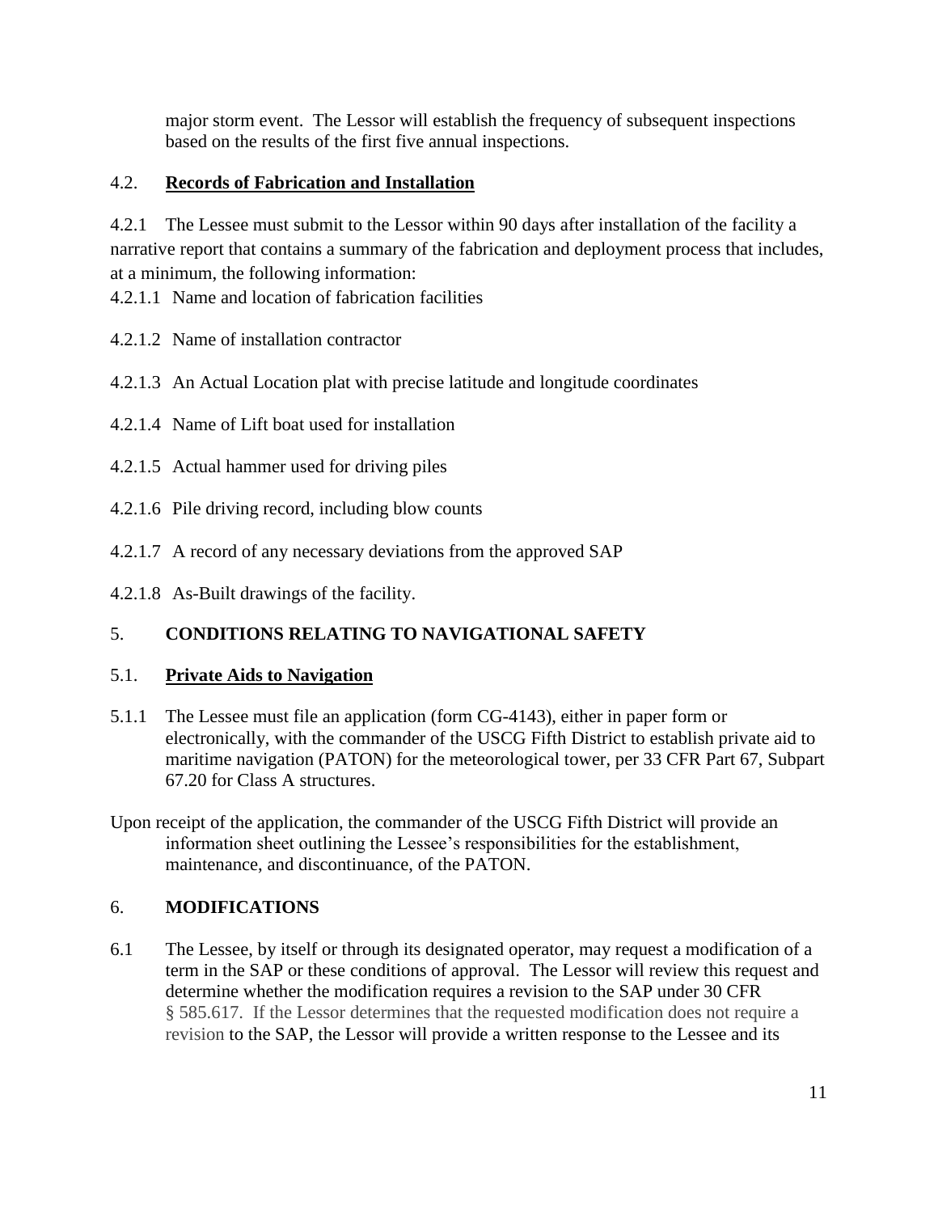major storm event. The Lessor will establish the frequency of subsequent inspections based on the results of the first five annual inspections.

### 4.2. **Records of Fabrication and Installation**

4.2.1 The Lessee must submit to the Lessor within 90 days after installation of the facility a narrative report that contains a summary of the fabrication and deployment process that includes, at a minimum, the following information:

4.2.1.1 Name and location of fabrication facilities

4.2.1.2 Name of installation contractor

4.2.1.3 An Actual Location plat with precise latitude and longitude coordinates

4.2.1.4 Name of Lift boat used for installation

4.2.1.5 Actual hammer used for driving piles

4.2.1.6 Pile driving record, including blow counts

4.2.1.7 A record of any necessary deviations from the approved SAP

4.2.1.8 As-Built drawings of the facility.

## 5. **CONDITIONS RELATING TO NAVIGATIONAL SAFETY**

### 5.1. **Private Aids to Navigation**

5.1.1 The Lessee must file an application (form CG-4143), either in paper form or electronically, with the commander of the USCG Fifth District to establish private aid to maritime navigation (PATON) for the meteorological tower, per 33 CFR Part 67, Subpart 67.20 for Class A structures.

Upon receipt of the application, the commander of the USCG Fifth District will provide an information sheet outlining the Lessee's responsibilities for the establishment, maintenance, and discontinuance, of the PATON.

## 6. **MODIFICATIONS**

6.1 The Lessee, by itself or through its designated operator, may request a modification of a term in the SAP or these conditions of approval. The Lessor will review this request and determine whether the modification requires a revision to the SAP under 30 CFR § 585.617. If the Lessor determines that the requested modification does not require a revision to the SAP, the Lessor will provide a written response to the Lessee and its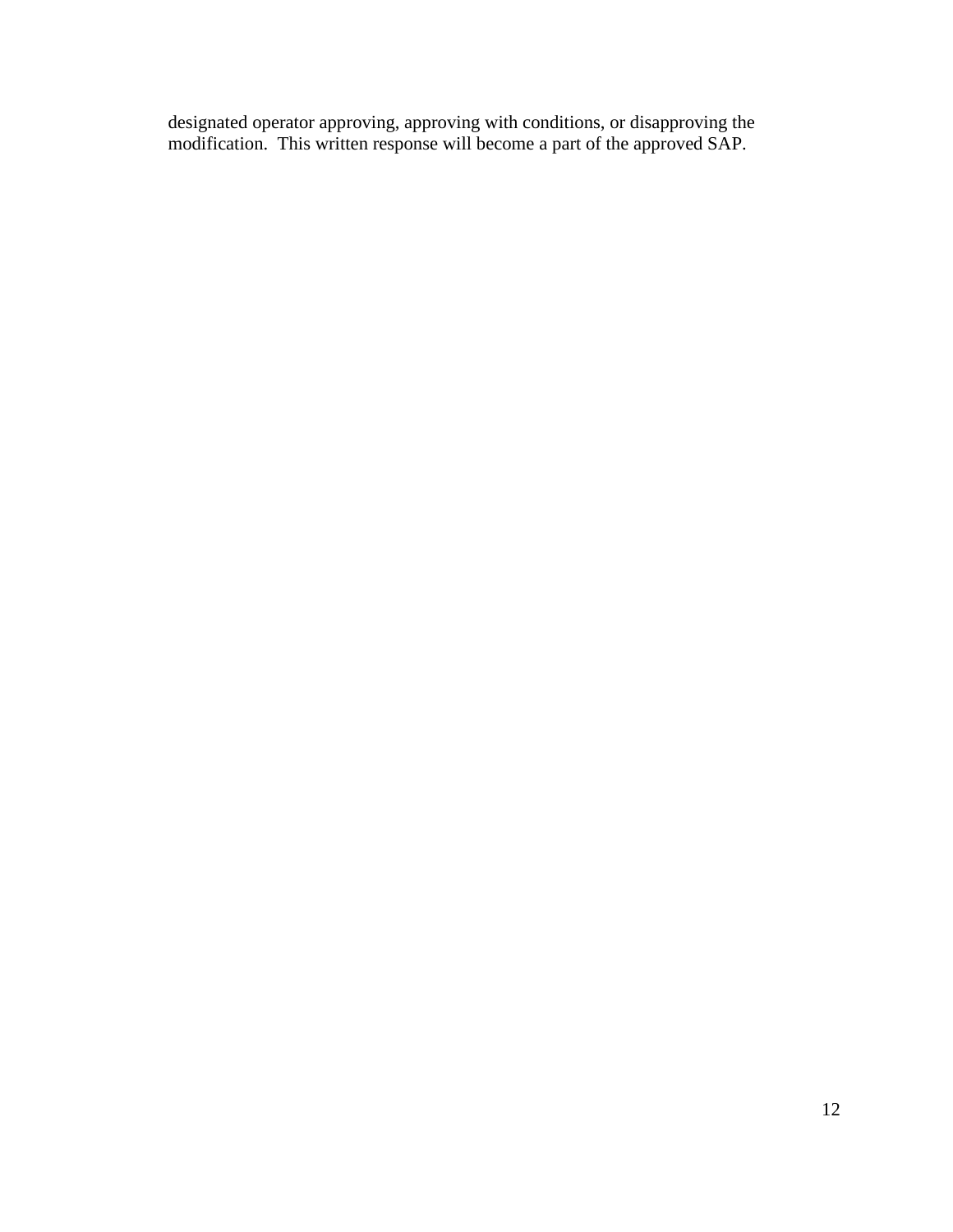designated operator approving, approving with conditions, or disapproving the modification. This written response will become a part of the approved SAP.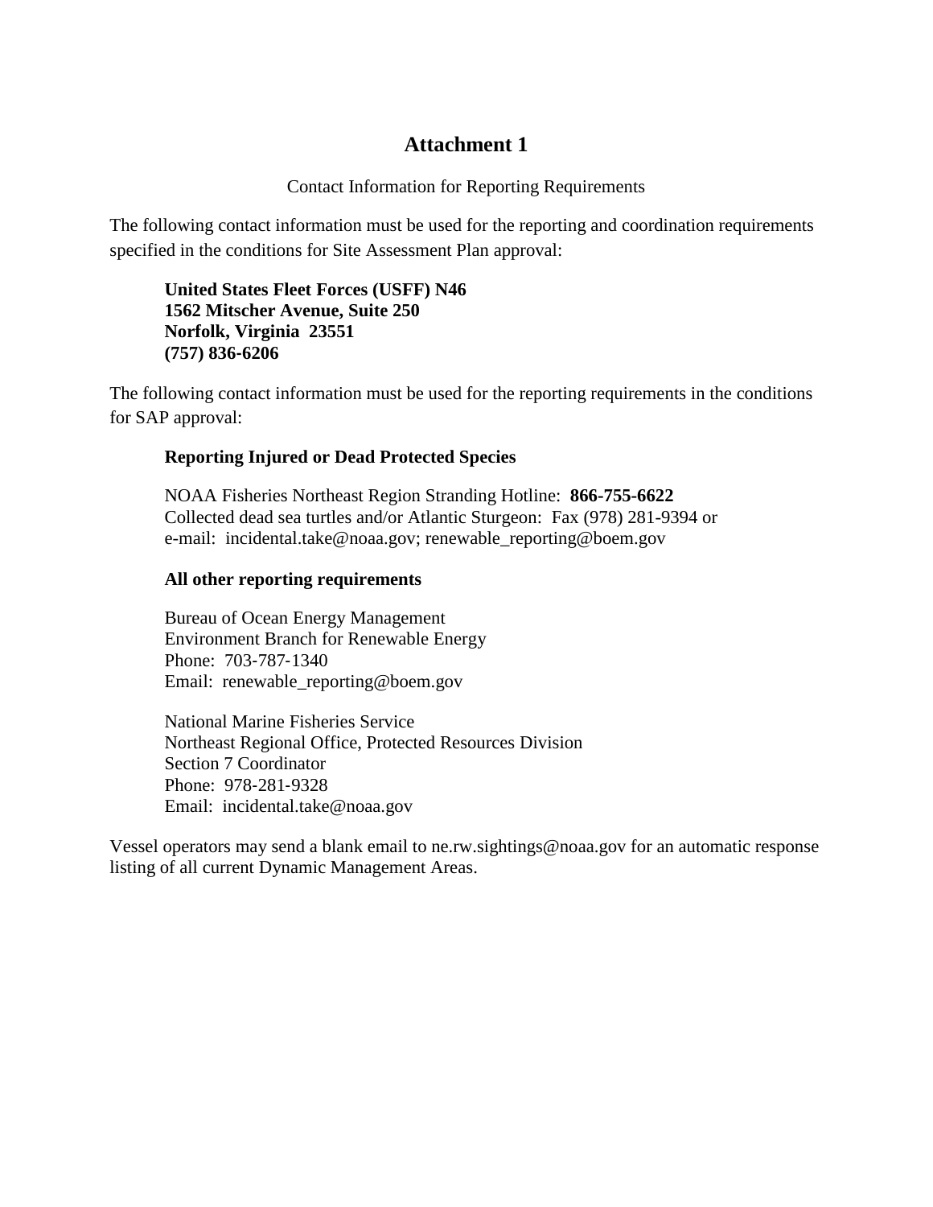# Attachment 1

Contact Information for Reporting Requirements

The following contact information must be used for the reporting and coordination requirements specified in the conditions for Site Assessment Plan approval:

**United States Fleet Forces (USFF) N46**
**1562 Mitscher Avenue, Suite 250**
**Norfolk, Virginia 23551**
**(757) 836-6206**

The following contact information must be used for the reporting requirements in the conditions for SAP approval:

**Reporting Injured or Dead Protected Species**

NOAA Fisheries Northeast Region Stranding Hotline: **866-755-6622**
Collected dead sea turtles and/or Atlantic Sturgeon: Fax (978) 281-9394 or
e-mail: incidental.take@noaa.gov; renewable_reporting@boem.gov

**All other reporting requirements**

Bureau of Ocean Energy Management
Environment Branch for Renewable Energy
Phone: 703-787-1340
Email: renewable_reporting@boem.gov

National Marine Fisheries Service
Northeast Regional Office, Protected Resources Division
Section 7 Coordinator
Phone: 978-281-9328
Email: incidental.take@noaa.gov

Vessel operators may send a blank email to ne.rw.sightings@noaa.gov for an automatic response listing of all current Dynamic Management Areas.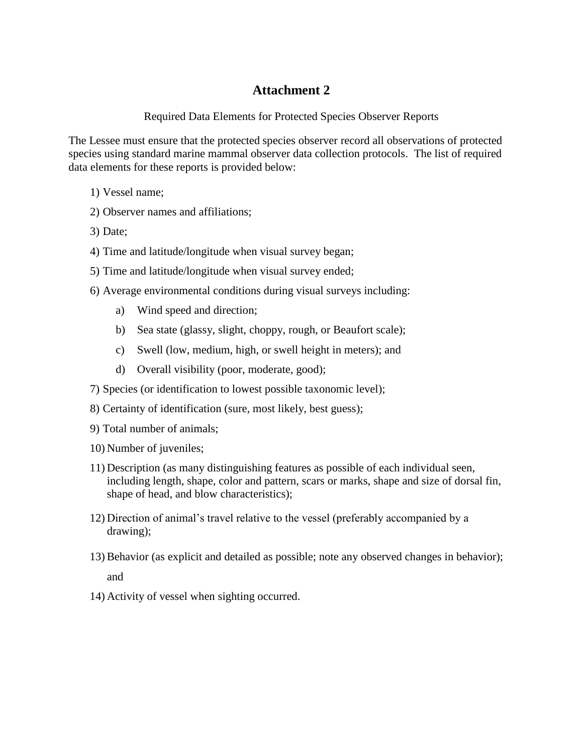# Attachment 2

Required Data Elements for Protected Species Observer Reports

The Lessee must ensure that the protected species observer record all observations of protected species using standard marine mammal observer data collection protocols. The list of required data elements for these reports is provided below:

1) Vessel name;
2) Observer names and affiliations;
3) Date;
4) Time and latitude/longitude when visual survey began;
5) Time and latitude/longitude when visual survey ended;
6) Average environmental conditions during visual surveys including:
   a) Wind speed and direction;
   b) Sea state (glassy, slight, choppy, rough, or Beaufort scale);
   c) Swell (low, medium, high, or swell height in meters); and
   d) Overall visibility (poor, moderate, good);
7) Species (or identification to lowest possible taxonomic level);
8) Certainty of identification (sure, most likely, best guess);
9) Total number of animals;
10) Number of juveniles;
11) Description (as many distinguishing features as possible of each individual seen, including length, shape, color and pattern, scars or marks, shape and size of dorsal fin, shape of head, and blow characteristics);
12) Direction of animal's travel relative to the vessel (preferably accompanied by a drawing);
13) Behavior (as explicit and detailed as possible; note any observed changes in behavior); and
14) Activity of vessel when sighting occurred.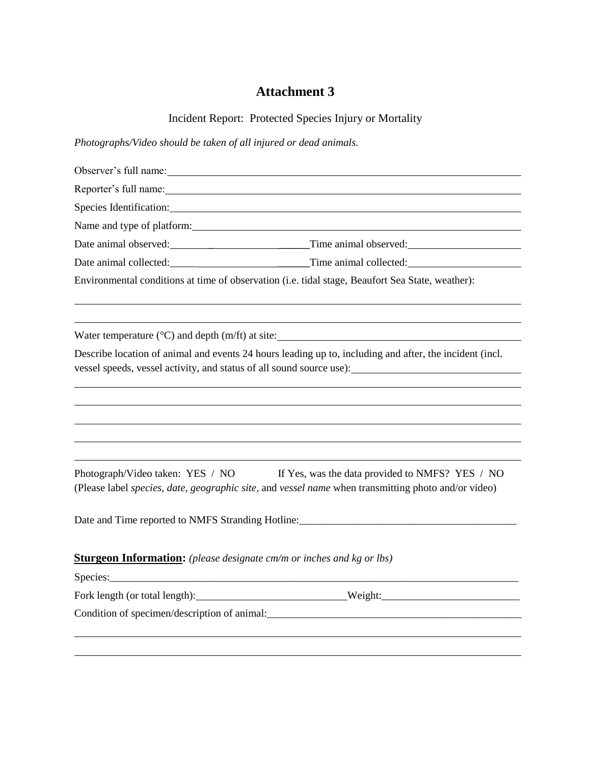# Attachment 3

Incident Report: Protected Species Injury or Mortality

*Photographs/Video should be taken of all injured or dead animals.*

Observer's full name: ______________________________________________

Reporter's full name: ______________________________________________

Species Identification: ______________________________________________

Name and type of platform: ______________________________________________

Date animal observed: ____________________ Time animal observed: ____________________

Date animal collected: ____________________ Time animal collected: ____________________

Environmental conditions at time of observation (i.e. tidal stage, Beaufort Sea State, weather):

______________________________________________

______________________________________________

Water temperature (°C) and depth (m/ft) at site: ______________________________________________

Describe location of animal and events 24 hours leading up to, including and after, the incident (incl. vessel speeds, vessel activity, and status of all sound source use): ______________________________

______________________________________________

______________________________________________

______________________________________________

______________________________________________

______________________________________________

Photograph/Video taken: YES / NO If Yes, was the data provided to NMFS? YES / NO
(Please label *species, date, geographic site,* and *vessel name* when transmitting photo and/or video)

Date and Time reported to NMFS Stranding Hotline: ______________________________________________

**Sturgeon Information:** *(please designate cm/m or inches and kg or lbs)*

Species: ______________________________________________

Fork length (or total length): ____________________ Weight: ____________________

Condition of specimen/description of animal: ______________________________________________

______________________________________________

______________________________________________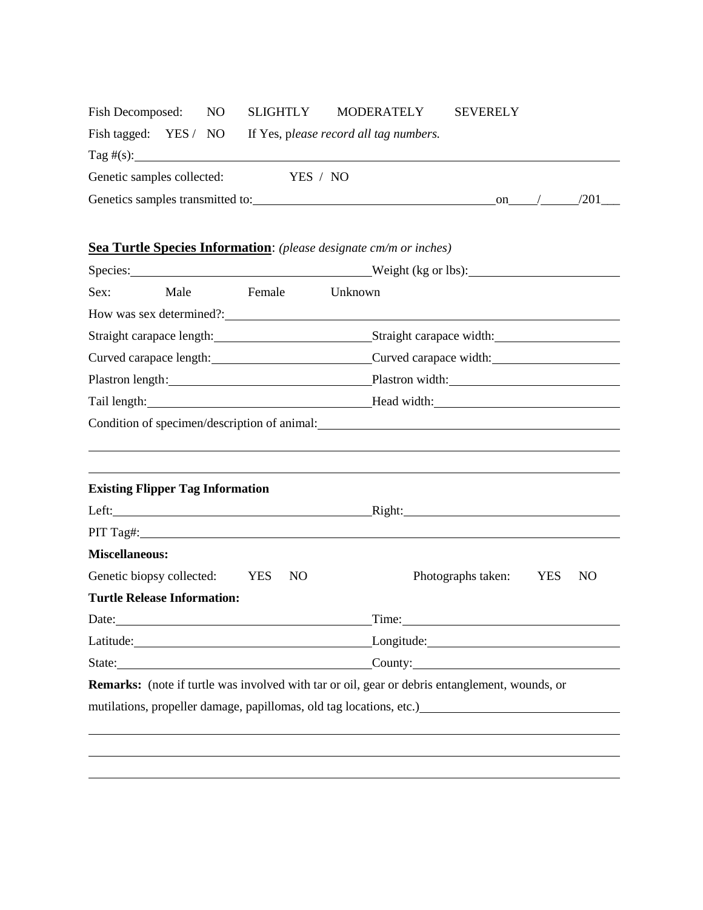Fish Decomposed: NO SLIGHTLY MODERATELY SEVERELY

Fish tagged: YES / NO If Yes, p*lease record all tag numbers.*

Tag #(s): ______________________________________________________________

Genetic samples collected: YES / NO

Genetics samples transmitted to: ______________________________ on ____/_____/201___

**Sea Turtle Species Information**: *(please designate cm/m or inches)*

Species: ______________________________ Weight (kg or lbs): ____________________

Sex: Male Female Unknown

How was sex determined?: ______________________________________________________

Straight carapace length: ____________________ Straight carapace width: ____________________

Curved carapace length: ____________________ Curved carapace width: ____________________

Plastron length: ____________________ Plastron width: ____________________

Tail length: ____________________ Head width: ____________________

Condition of specimen/description of animal: ________________________________________

______________________________________________________________________________

______________________________________________________________________________

**Existing Flipper Tag Information**

Left: ______________________________ Right: ______________________________

PIT Tag#: ____________________________________________________________________

**Miscellaneous:**

Genetic biopsy collected: YES NO Photographs taken: YES NO

**Turtle Release Information:**

Date: ______________________________ Time: ______________________________

Latitude: ______________________________ Longitude: ______________________________

State: ______________________________ County: ______________________________

**Remarks:** (note if turtle was involved with tar or oil, gear or debris entanglement, wounds, or mutilations, propeller damage, papillomas, old tag locations, etc.) ______________________

______________________________________________________________________________

______________________________________________________________________________

______________________________________________________________________________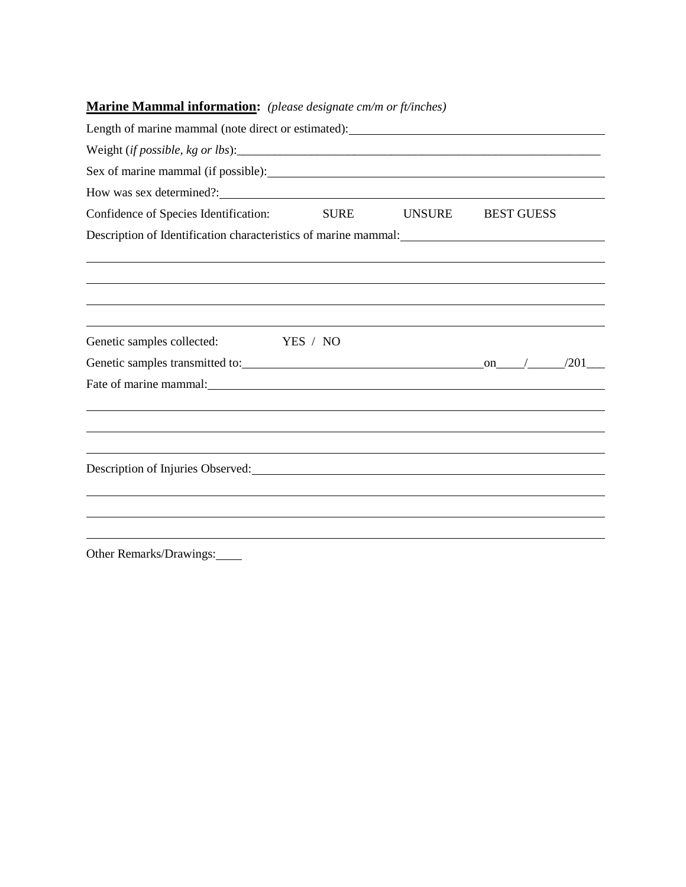**<u>Marine Mammal information:</u>** *(please designate cm/m or ft/inches)*

Length of marine mammal (note direct or estimated):_______________________________

Weight (*if possible, kg or lbs*):_____________________________________________

Sex of marine mammal (if possible):__________________________________________

How was sex determined?:__________________________________________________

Confidence of Species Identification: SURE UNSURE BEST GUESS

Description of Identification characteristics of marine mammal:_______________________

_____________________________________________________________________

_____________________________________________________________________

_____________________________________________________________________

_____________________________________________________________________

Genetic samples collected: YES / NO

Genetic samples transmitted to:_____________________________ on____/______/201___

Fate of marine mammal:____________________________________________________

_____________________________________________________________________

_____________________________________________________________________

_____________________________________________________________________

Description of Injuries Observed:_____________________________________________

_____________________________________________________________________

_____________________________________________________________________

_____________________________________________________________________

Other Remarks/Drawings:____